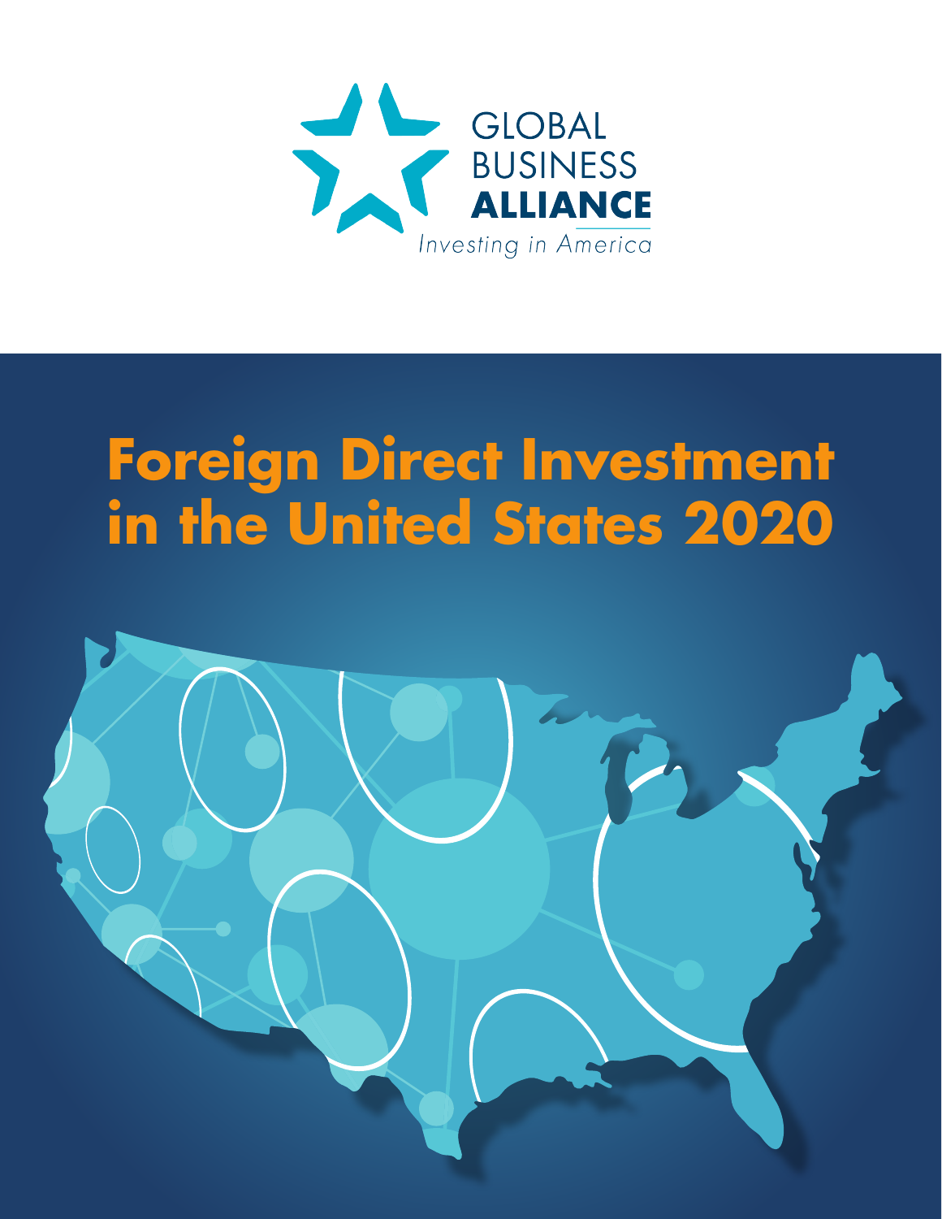GLOBAL BUSINESS ALLIANCE

*Investing in America*

# Foreign Direct Investment in the United States 2020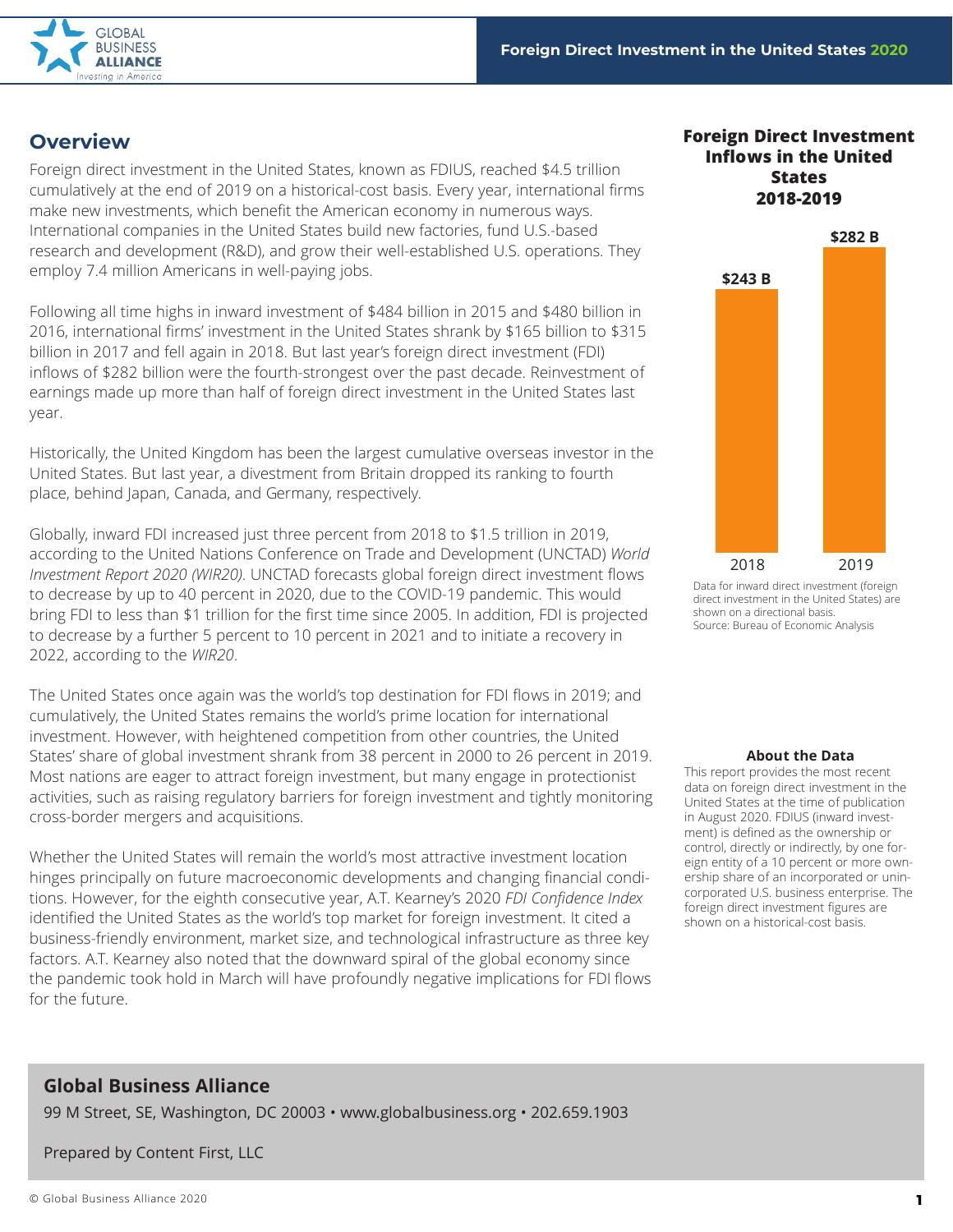## Overview

Foreign direct investment in the United States, known as FDIUS, reached $4.5 trillion cumulatively at the end of 2019 on a historical-cost basis. Every year, international firms make new investments, which benefit the American economy in numerous ways. International companies in the United States build new factories, fund U.S.-based research and development (R&D), and grow their well-established U.S. operations. They employ 7.4 million Americans in well-paying jobs.

Following all time highs in inward investment of $484 billion in 2015 and $480 billion in 2016, international firms' investment in the United States shrank by $165 billion to $315 billion in 2017 and fell again in 2018. But last year's foreign direct investment (FDI) inflows of $282 billion were the fourth-strongest over the past decade. Reinvestment of earnings made up more than half of foreign direct investment in the United States last year.

Historically, the United Kingdom has been the largest cumulative overseas investor in the United States. But last year, a divestment from Britain dropped its ranking to fourth place, behind Japan, Canada, and Germany, respectively.

Globally, inward FDI increased just three percent from 2018 to $1.5 trillion in 2019, according to the United Nations Conference on Trade and Development (UNCTAD) *World Investment Report 2020 (WIR20)*. UNCTAD forecasts global foreign direct investment flows to decrease by up to 40 percent in 2020, due to the COVID-19 pandemic. This would bring FDI to less than $1 trillion for the first time since 2005. In addition, FDI is projected to decrease by a further 5 percent to 10 percent in 2021 and to initiate a recovery in 2022, according to the *WIR20*.

The United States once again was the world's top destination for FDI flows in 2019; and cumulatively, the United States remains the world's prime location for international investment. However, with heightened competition from other countries, the United States' share of global investment shrank from 38 percent in 2000 to 26 percent in 2019. Most nations are eager to attract foreign investment, but many engage in protectionist activities, such as raising regulatory barriers for foreign investment and tightly monitoring cross-border mergers and acquisitions.

Whether the United States will remain the world's most attractive investment location hinges principally on future macroeconomic developments and changing financial conditions. However, for the eighth consecutive year, A.T. Kearney's 2020 *FDI Confidence Index* identified the United States as the world's top market for foreign investment. It cited a business-friendly environment, market size, and technological infrastructure as three key factors. A.T. Kearney also noted that the downward spiral of the global economy since the pandemic took hold in March will have profoundly negative implications for FDI flows for the future.

### Foreign Direct Investment Inflows in the United States 2018-2019

| Year | Inflows |
|---|---|
| 2018 | $243 B |
| 2019 | $282 B |

Data for inward direct investment (foreign direct investment in the United States) are shown on a directional basis.
Source: Bureau of Economic Analysis

**About the Data**

This report provides the most recent data on foreign direct investment in the United States at the time of publication in August 2020. FDIUS (inward investment) is defined as the ownership or control, directly or indirectly, by one foreign entity of a 10 percent or more ownership share of an incorporated or unincorporated U.S. business enterprise. The foreign direct investment figures are shown on a historical-cost basis.

**Global Business Alliance**

99 M Street, SE, Washington, DC 20003 • www.globalbusiness.org • 202.659.1903

Prepared by Content First, LLC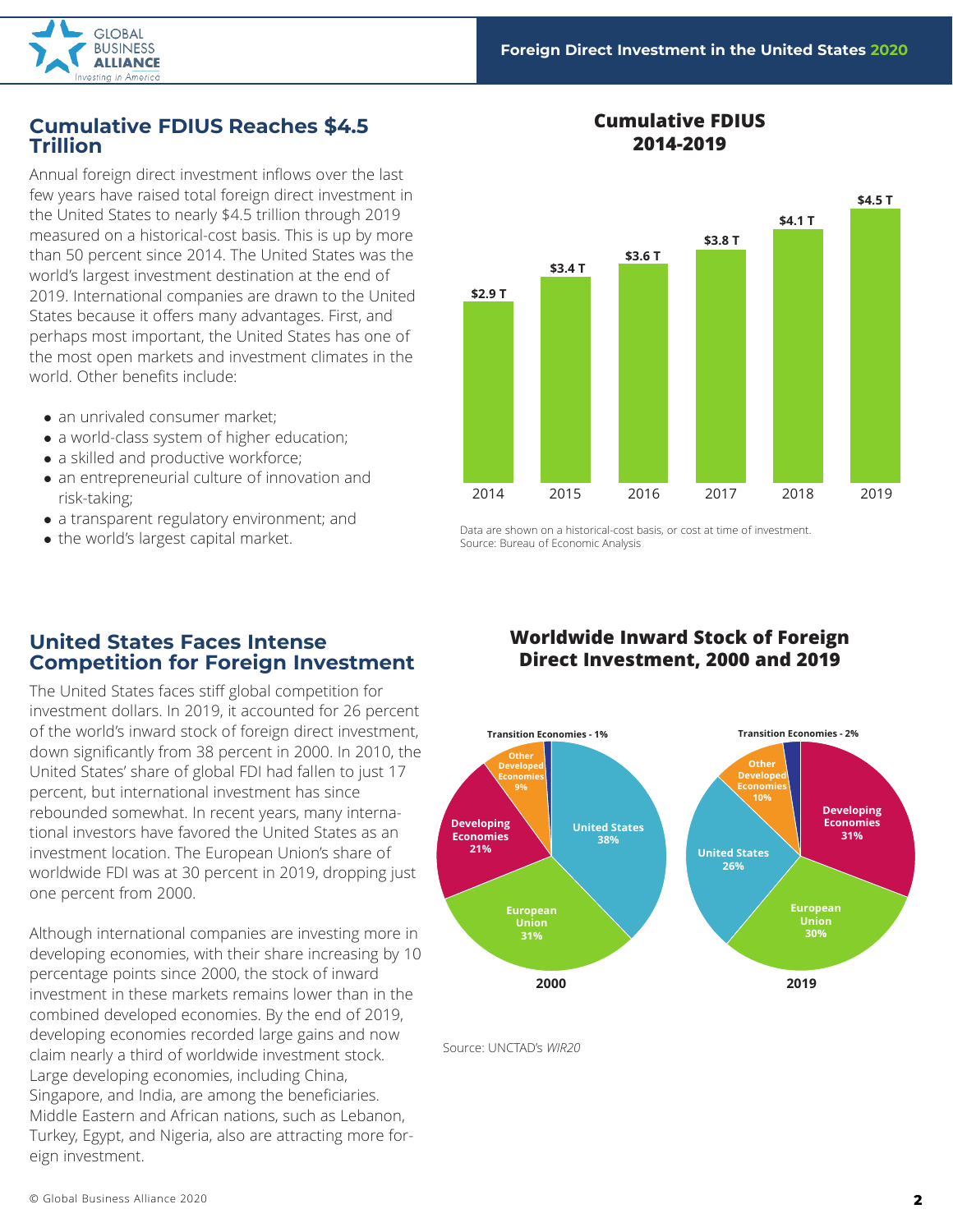## Cumulative FDIUS Reaches $4.5 Trillion

Annual foreign direct investment inflows over the last few years have raised total foreign direct investment in the United States to nearly $4.5 trillion through 2019 measured on a historical-cost basis. This is up by more than 50 percent since 2014. The United States was the world's largest investment destination at the end of 2019. International companies are drawn to the United States because it offers many advantages. First, and perhaps most important, the United States has one of the most open markets and investment climates in the world. Other benefits include:

- an unrivaled consumer market;
- a world-class system of higher education;
- a skilled and productive workforce;
- an entrepreneurial culture of innovation and risk-taking;
- a transparent regulatory environment; and
- the world's largest capital market.

**Cumulative FDIUS 2014-2019**

| Year | Cumulative FDIUS |
|---|---|
| 2014 | $2.9 T |
| 2015 | $3.4 T |
| 2016 | $3.6 T |
| 2017 | $3.8 T |
| 2018 | $4.1 T |
| 2019 | $4.5 T |

Data are shown on a historical-cost basis, or cost at time of investment.
Source: Bureau of Economic Analysis

## United States Faces Intense Competition for Foreign Investment

The United States faces stiff global competition for investment dollars. In 2019, it accounted for 26 percent of the world's inward stock of foreign direct investment, down significantly from 38 percent in 2000. In 2010, the United States' share of global FDI had fallen to just 17 percent, but international investment has since rebounded somewhat. In recent years, many international investors have favored the United States as an investment location. The European Union's share of worldwide FDI was at 30 percent in 2019, dropping just one percent from 2000.

Although international companies are investing more in developing economies, with their share increasing by 10 percentage points since 2000, the stock of inward investment in these markets remains lower than in the combined developed economies. By the end of 2019, developing economies recorded large gains and now claim nearly a third of worldwide investment stock. Large developing economies, including China, Singapore, and India, are among the beneficiaries. Middle Eastern and African nations, such as Lebanon, Turkey, Egypt, and Nigeria, also are attracting more foreign investment.

**Worldwide Inward Stock of Foreign Direct Investment, 2000 and 2019**

| Region | 2000 | 2019 |
|---|---|---|
| United States | 38% | 26% |
| European Union | 31% | 30% |
| Developing Economies | 21% | 31% |
| Other Developed Economies | 9% | 10% |
| Transition Economies | 1% | 2% |

Source: UNCTAD's *WIR20*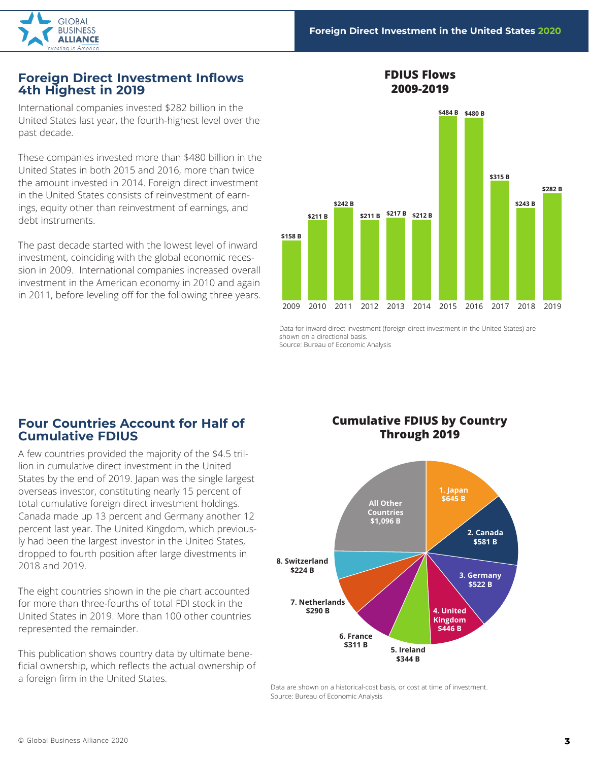## Foreign Direct Investment Inflows 4th Highest in 2019

International companies invested $282 billion in the United States last year, the fourth-highest level over the past decade.

These companies invested more than $480 billion in the United States in both 2015 and 2016, more than twice the amount invested in 2014. Foreign direct investment in the United States consists of reinvestment of earnings, equity other than reinvestment of earnings, and debt instruments.

The past decade started with the lowest level of inward investment, coinciding with the global economic recession in 2009. International companies increased overall investment in the American economy in 2010 and again in 2011, before leveling off for the following three years.

**FDIUS Flows 2009-2019**

| Year | FDIUS Flows |
|---|---|
| 2009 | $158 B |
| 2010 | $211 B |
| 2011 | $242 B |
| 2012 | $211 B |
| 2013 | $217 B |
| 2014 | $212 B |
| 2015 | $484 B |
| 2016 | $480 B |
| 2017 | $315 B |
| 2018 | $243 B |
| 2019 | $282 B |

Data for inward direct investment (foreign direct investment in the United States) are shown on a directional basis.
Source: Bureau of Economic Analysis

## Four Countries Account for Half of Cumulative FDIUS

A few countries provided the majority of the $4.5 trillion in cumulative direct investment in the United States by the end of 2019. Japan was the single largest overseas investor, constituting nearly 15 percent of total cumulative foreign direct investment holdings. Canada made up 13 percent and Germany another 12 percent last year. The United Kingdom, which previously had been the largest investor in the United States, dropped to fourth position after large divestments in 2018 and 2019.

The eight countries shown in the pie chart accounted for more than three-fourths of total FDI stock in the United States in 2019. More than 100 other countries represented the remainder.

This publication shows country data by ultimate beneficial ownership, which reflects the actual ownership of a foreign firm in the United States.

**Cumulative FDIUS by Country Through 2019**

| Country | Cumulative FDIUS |
|---|---|
| 1. Japan | $645 B |
| 2. Canada | $581 B |
| 3. Germany | $522 B |
| 4. United Kingdom | $446 B |
| 5. Ireland | $344 B |
| 6. France | $311 B |
| 7. Netherlands | $290 B |
| 8. Switzerland | $224 B |
| All Other Countries | $1,096 B |

Data are shown on a historical-cost basis, or cost at time of investment.
Source: Bureau of Economic Analysis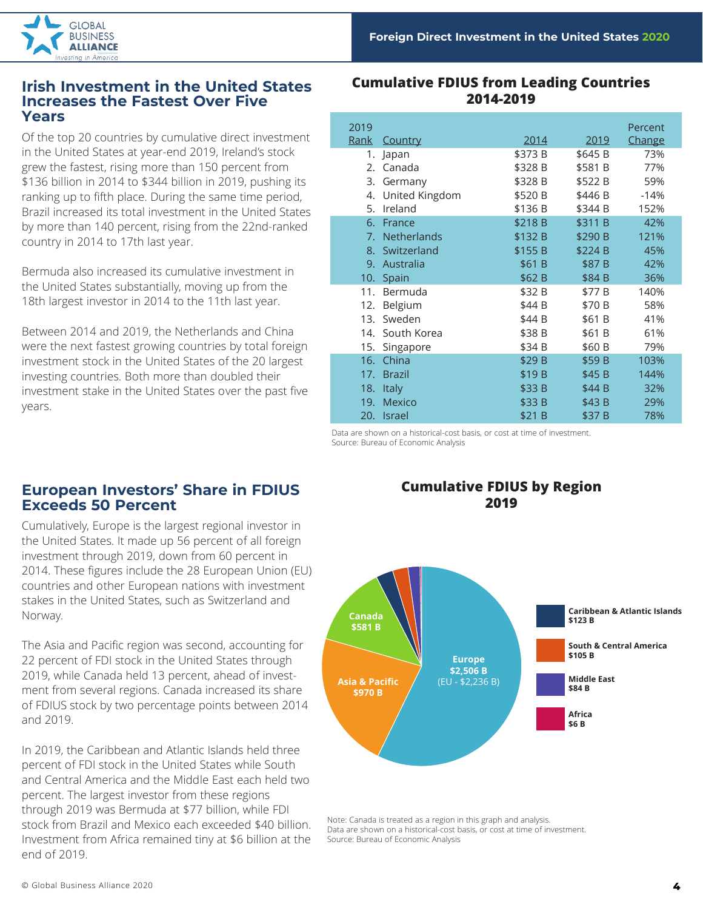## Irish Investment in the United States Increases the Fastest Over Five Years

Of the top 20 countries by cumulative direct investment in the United States at year-end 2019, Ireland's stock grew the fastest, rising more than 150 percent from $136 billion in 2014 to $344 billion in 2019, pushing its ranking up to fifth place. During the same time period, Brazil increased its total investment in the United States by more than 140 percent, rising from the 22nd-ranked country in 2014 to 17th last year.

Bermuda also increased its cumulative investment in the United States substantially, moving up from the 18th largest investor in 2014 to the 11th last year.

Between 2014 and 2019, the Netherlands and China were the next fastest growing countries by total foreign investment stock in the United States of the 20 largest investing countries. Both more than doubled their investment stake in the United States over the past five years.

### Cumulative FDIUS from Leading Countries 2014-2019

| 2019 Rank | Country | 2014 | 2019 | Percent Change |
|---|---|---|---|---|
| 1. | Japan | $373 B | $645 B | 73% |
| 2. | Canada | $328 B | $581 B | 77% |
| 3. | Germany | $328 B | $522 B | 59% |
| 4. | United Kingdom | $520 B | $446 B | -14% |
| 5. | Ireland | $136 B | $344 B | 152% |
| 6. | France | $218 B | $311 B | 42% |
| 7. | Netherlands | $132 B | $290 B | 121% |
| 8. | Switzerland | $155 B | $224 B | 45% |
| 9. | Australia | $61 B | $87 B | 42% |
| 10. | Spain | $62 B | $84 B | 36% |
| 11. | Bermuda | $32 B | $77 B | 140% |
| 12. | Belgium | $44 B | $70 B | 58% |
| 13. | Sweden | $44 B | $61 B | 41% |
| 14. | South Korea | $38 B | $61 B | 61% |
| 15. | Singapore | $34 B | $60 B | 79% |
| 16. | China | $29 B | $59 B | 103% |
| 17. | Brazil | $19 B | $45 B | 144% |
| 18. | Italy | $33 B | $44 B | 32% |
| 19. | Mexico | $33 B | $43 B | 29% |
| 20. | Israel | $21 B | $37 B | 78% |

Data are shown on a historical-cost basis, or cost at time of investment.
Source: Bureau of Economic Analysis

## European Investors' Share in FDIUS Exceeds 50 Percent

Cumulatively, Europe is the largest regional investor in the United States. It made up 56 percent of all foreign investment through 2019, down from 60 percent in 2014. These figures include the 28 European Union (EU) countries and other European nations with investment stakes in the United States, such as Switzerland and Norway.

The Asia and Pacific region was second, accounting for 22 percent of FDI stock in the United States through 2019, while Canada held 13 percent, ahead of investment from several regions. Canada increased its share of FDIUS stock by two percentage points between 2014 and 2019.

In 2019, the Caribbean and Atlantic Islands held three percent of FDI stock in the United States while South and Central America and the Middle East each held two percent. The largest investor from these regions through 2019 was Bermuda at $77 billion, while FDI stock from Brazil and Mexico each exceeded $40 billion. Investment from Africa remained tiny at $6 billion at the end of 2019.

### Cumulative FDIUS by Region 2019

- Europe: $2,506 B (EU - $2,236 B)
- Asia & Pacific: $970 B
- Canada: $581 B
- Caribbean & Atlantic Islands: $123 B
- South & Central America: $105 B
- Middle East: $84 B
- Africa: $6 B

Note: Canada is treated as a region in this graph and analysis.
Data are shown on a historical-cost basis, or cost at time of investment.
Source: Bureau of Economic Analysis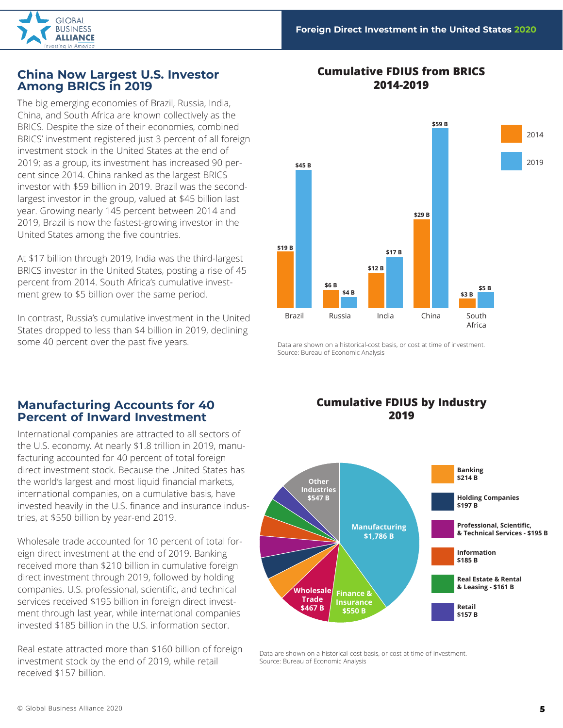## China Now Largest U.S. Investor Among BRICS in 2019

The big emerging economies of Brazil, Russia, India, China, and South Africa are known collectively as the BRICS. Despite the size of their economies, combined BRICS' investment registered just 3 percent of all foreign investment stock in the United States at the end of 2019; as a group, its investment has increased 90 percent since 2014. China ranked as the largest BRICS investor with $59 billion in 2019. Brazil was the second-largest investor in the group, valued at $45 billion last year. Growing nearly 145 percent between 2014 and 2019, Brazil is now the fastest-growing investor in the United States among the five countries.

At $17 billion through 2019, India was the third-largest BRICS investor in the United States, posting a rise of 45 percent from 2014. South Africa's cumulative investment grew to $5 billion over the same period.

In contrast, Russia's cumulative investment in the United States dropped to less than $4 billion in 2019, declining some 40 percent over the past five years.

### Cumulative FDIUS from BRICS 2014-2019

| Country | 2014 | 2019 |
| --- | --- | --- |
| Brazil | $19 B | $45 B |
| Russia | $6 B | $4 B |
| India | $12 B | $17 B |
| China | $29 B | $59 B |
| South Africa | $3 B | $5 B |

Data are shown on a historical-cost basis, or cost at time of investment.
Source: Bureau of Economic Analysis

## Manufacturing Accounts for 40 Percent of Inward Investment

International companies are attracted to all sectors of the U.S. economy. At nearly $1.8 trillion in 2019, manufacturing accounted for 40 percent of total foreign direct investment stock. Because the United States has the world's largest and most liquid financial markets, international companies, on a cumulative basis, have invested heavily in the U.S. finance and insurance industries, at $550 billion by year-end 2019.

Wholesale trade accounted for 10 percent of total foreign direct investment at the end of 2019. Banking received more than $210 billion in cumulative foreign direct investment through 2019, followed by holding companies. U.S. professional, scientific, and technical services received $195 billion in foreign direct investment through last year, while international companies invested $185 billion in the U.S. information sector.

Real estate attracted more than $160 billion of foreign investment stock by the end of 2019, while retail received $157 billion.

### Cumulative FDIUS by Industry 2019

| Industry | Value |
| --- | --- |
| Manufacturing | $1,786 B |
| Finance & Insurance | $550 B |
| Wholesale Trade | $467 B |
| Banking | $214 B |
| Holding Companies | $197 B |
| Professional, Scientific, & Technical Services | $195 B |
| Information | $185 B |
| Real Estate & Rental & Leasing | $161 B |
| Retail | $157 B |
| Other Industries | $547 B |

Data are shown on a historical-cost basis, or cost at time of investment.
Source: Bureau of Economic Analysis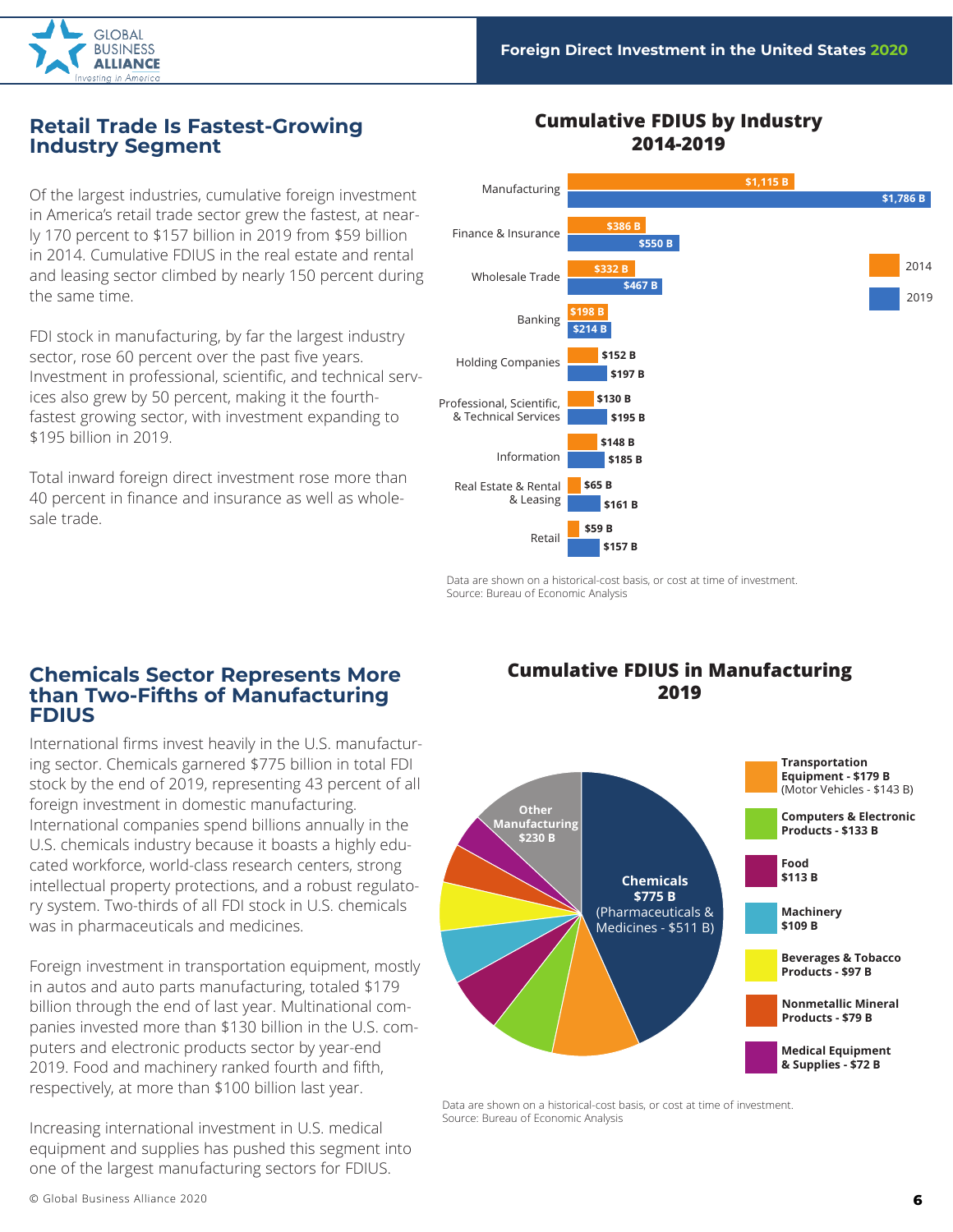## Retail Trade Is Fastest-Growing Industry Segment

Of the largest industries, cumulative foreign investment in America's retail trade sector grew the fastest, at nearly 170 percent to $157 billion in 2019 from $59 billion in 2014. Cumulative FDIUS in the real estate and rental and leasing sector climbed by nearly 150 percent during the same time.

FDI stock in manufacturing, by far the largest industry sector, rose 60 percent over the past five years. Investment in professional, scientific, and technical services also grew by 50 percent, making it the fourth-fastest growing sector, with investment expanding to $195 billion in 2019.

Total inward foreign direct investment rose more than 40 percent in finance and insurance as well as wholesale trade.

### Cumulative FDIUS by Industry 2014-2019

| Industry | 2014 | 2019 |
|---|---|---|
| Manufacturing | $1,115 B | $1,786 B |
| Finance & Insurance | $386 B | $550 B |
| Wholesale Trade | $332 B | $467 B |
| Banking | $198 B | $214 B |
| Holding Companies | $152 B | $197 B |
| Professional, Scientific, & Technical Services | $130 B | $195 B |
| Information | $148 B | $185 B |
| Real Estate & Rental & Leasing | $65 B | $161 B |
| Retail | $59 B | $157 B |

Data are shown on a historical-cost basis, or cost at time of investment.
Source: Bureau of Economic Analysis

## Chemicals Sector Represents More than Two-Fifths of Manufacturing FDIUS

International firms invest heavily in the U.S. manufacturing sector. Chemicals garnered $775 billion in total FDI stock by the end of 2019, representing 43 percent of all foreign investment in domestic manufacturing. International companies spend billions annually in the U.S. chemicals industry because it boasts a highly educated workforce, world-class research centers, strong intellectual property protections, and a robust regulatory system. Two-thirds of all FDI stock in U.S. chemicals was in pharmaceuticals and medicines.

Foreign investment in transportation equipment, mostly in autos and auto parts manufacturing, totaled $179 billion through the end of last year. Multinational companies invested more than $130 billion in the U.S. computers and electronic products sector by year-end 2019. Food and machinery ranked fourth and fifth, respectively, at more than $100 billion last year.

Increasing international investment in U.S. medical equipment and supplies has pushed this segment into one of the largest manufacturing sectors for FDIUS.

### Cumulative FDIUS in Manufacturing 2019

| Sector | Value |
|---|---|
| Chemicals (Pharmaceuticals & Medicines - $511 B) | $775 B |
| Other Manufacturing | $230 B |
| Transportation Equipment (Motor Vehicles - $143 B) | $179 B |
| Computers & Electronic Products | $133 B |
| Food | $113 B |
| Machinery | $109 B |
| Beverages & Tobacco Products | $97 B |
| Nonmetallic Mineral Products | $79 B |
| Medical Equipment & Supplies | $72 B |

Data are shown on a historical-cost basis, or cost at time of investment.
Source: Bureau of Economic Analysis

© Global Business Alliance 2020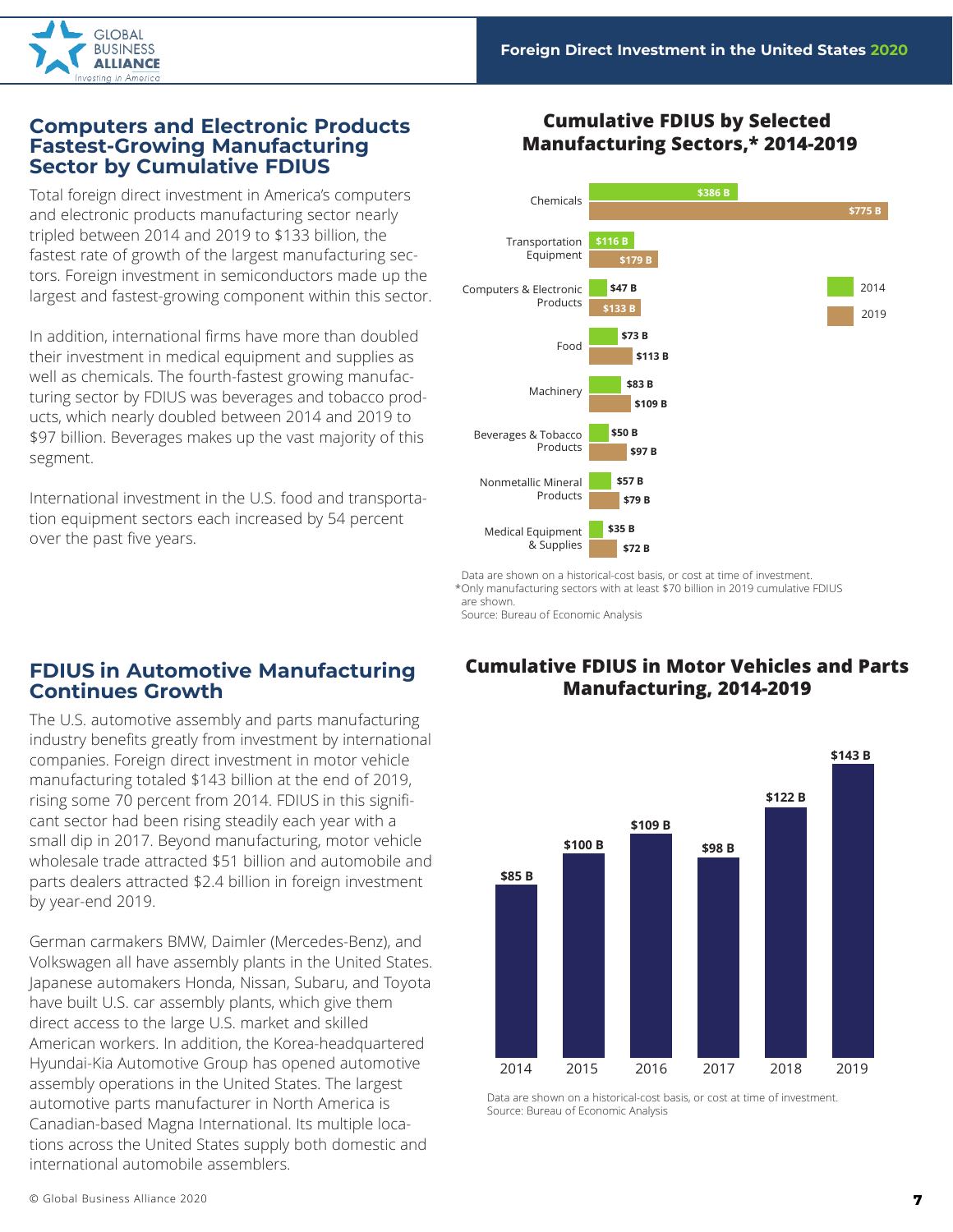## Computers and Electronic Products Fastest-Growing Manufacturing Sector by Cumulative FDIUS

Total foreign direct investment in America's computers and electronic products manufacturing sector nearly tripled between 2014 and 2019 to $133 billion, the fastest rate of growth of the largest manufacturing sectors. Foreign investment in semiconductors made up the largest and fastest-growing component within this sector.

In addition, international firms have more than doubled their investment in medical equipment and supplies as well as chemicals. The fourth-fastest growing manufacturing sector by FDIUS was beverages and tobacco products, which nearly doubled between 2014 and 2019 to $97 billion. Beverages makes up the vast majority of this segment.

International investment in the U.S. food and transportation equipment sectors each increased by 54 percent over the past five years.

### Cumulative FDIUS by Selected Manufacturing Sectors,* 2014-2019

| Sector | 2014 | 2019 |
|---|---|---|
| Chemicals | $386 B | $775 B |
| Transportation Equipment | $116 B | $179 B |
| Computers & Electronic Products | $47 B | $133 B |
| Food | $73 B | $113 B |
| Machinery | $83 B | $109 B |
| Beverages & Tobacco Products | $50 B | $97 B |
| Nonmetallic Mineral Products | $57 B | $79 B |
| Medical Equipment & Supplies | $35 B | $72 B |

Data are shown on a historical-cost basis, or cost at time of investment.
*Only manufacturing sectors with at least $70 billion in 2019 cumulative FDIUS are shown.
Source: Bureau of Economic Analysis

## FDIUS in Automotive Manufacturing Continues Growth

The U.S. automotive assembly and parts manufacturing industry benefits greatly from investment by international companies. Foreign direct investment in motor vehicle manufacturing totaled $143 billion at the end of 2019, rising some 70 percent from 2014. FDIUS in this significant sector had been rising steadily each year with a small dip in 2017. Beyond manufacturing, motor vehicle wholesale trade attracted $51 billion and automobile and parts dealers attracted $2.4 billion in foreign investment by year-end 2019.

German carmakers BMW, Daimler (Mercedes-Benz), and Volkswagen all have assembly plants in the United States. Japanese automakers Honda, Nissan, Subaru, and Toyota have built U.S. car assembly plants, which give them direct access to the large U.S. market and skilled American workers. In addition, the Korea-headquartered Hyundai-Kia Automotive Group has opened automotive assembly operations in the United States. The largest automotive parts manufacturer in North America is Canadian-based Magna International. Its multiple locations across the United States supply both domestic and international automobile assemblers.

### Cumulative FDIUS in Motor Vehicles and Parts Manufacturing, 2014-2019

| Year | Cumulative FDIUS |
|---|---|
| 2014 | $85 B |
| 2015 | $100 B |
| 2016 | $109 B |
| 2017 | $98 B |
| 2018 | $122 B |
| 2019 | $143 B |

Data are shown on a historical-cost basis, or cost at time of investment.
Source: Bureau of Economic Analysis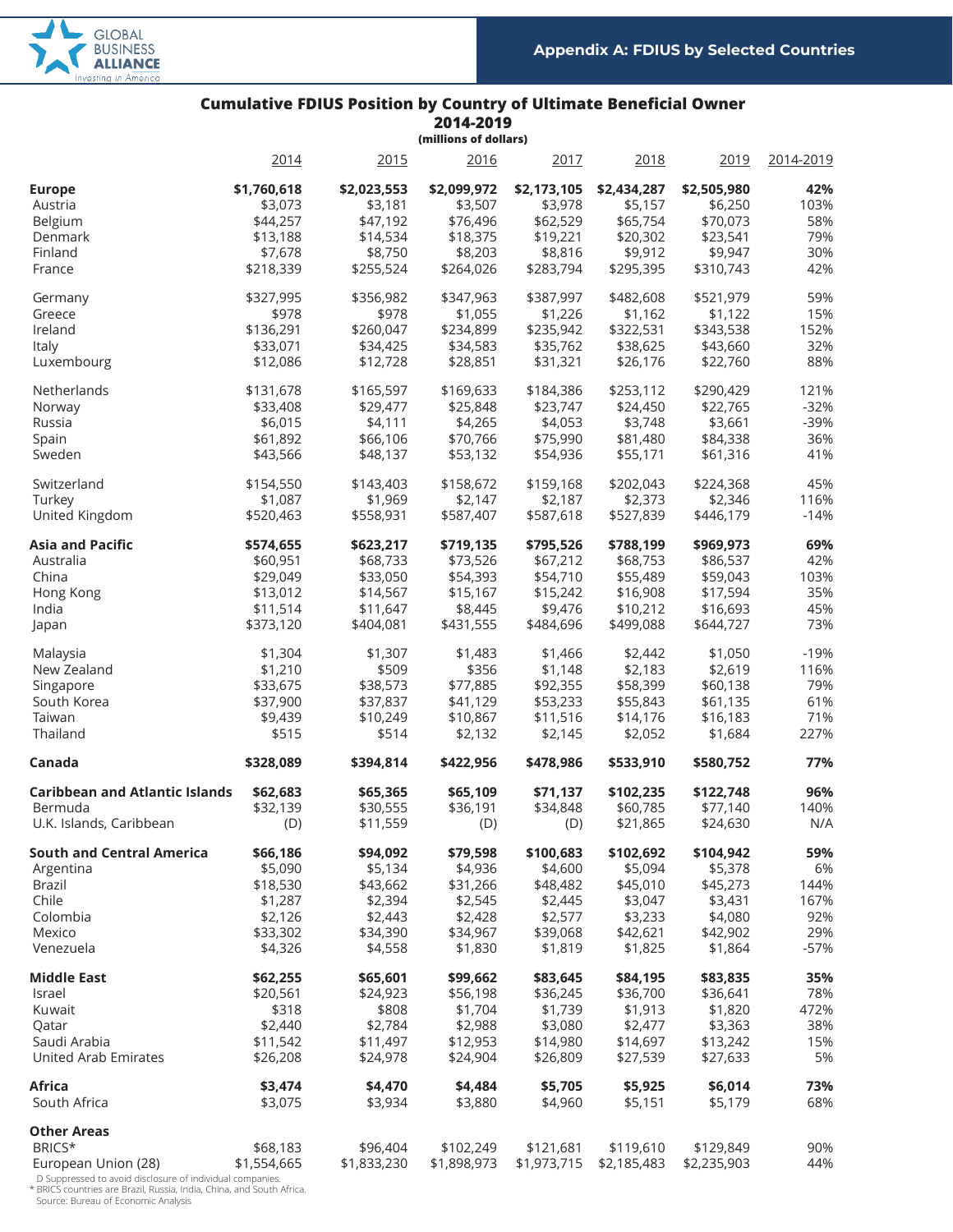## Appendix A: FDIUS by Selected Countries

### Cumulative FDIUS Position by Country of Ultimate Beneficial Owner
**2014-2019**
**(millions of dollars)**

| | 2014 | 2015 | 2016 | 2017 | 2018 | 2019 | 2014-2019 |
|---|---|---|---|---|---|---|---|
| **Europe** | **$1,760,618** | **$2,023,553** | **$2,099,972** | **$2,173,105** | **$2,434,287** | **$2,505,980** | **42%** |
| Austria | $3,073 | $3,181 | $3,507 | $3,978 | $5,157 | $6,250 | 103% |
| Belgium | $44,257 | $47,192 | $76,496 | $62,529 | $65,754 | $70,073 | 58% |
| Denmark | $13,188 | $14,534 | $18,375 | $19,221 | $20,302 | $23,541 | 79% |
| Finland | $7,678 | $8,750 | $8,203 | $8,816 | $9,912 | $9,947 | 30% |
| France | $218,339 | $255,524 | $264,026 | $283,794 | $295,395 | $310,743 | 42% |
| Germany | $327,995 | $356,982 | $347,963 | $387,997 | $482,608 | $521,979 | 59% |
| Greece | $978 | $978 | $1,055 | $1,226 | $1,162 | $1,122 | 15% |
| Ireland | $136,291 | $260,047 | $234,899 | $235,942 | $322,531 | $343,538 | 152% |
| Italy | $33,071 | $34,425 | $34,583 | $35,762 | $38,625 | $43,660 | 32% |
| Luxembourg | $12,086 | $12,728 | $28,851 | $31,321 | $26,176 | $22,760 | 88% |
| Netherlands | $131,678 | $165,597 | $169,633 | $184,386 | $253,112 | $290,429 | 121% |
| Norway | $33,408 | $29,477 | $25,848 | $23,747 | $24,450 | $22,765 | -32% |
| Russia | $6,015 | $4,111 | $4,265 | $4,053 | $3,748 | $3,661 | -39% |
| Spain | $61,892 | $66,106 | $70,766 | $75,990 | $81,480 | $84,338 | 36% |
| Sweden | $43,566 | $48,137 | $53,132 | $54,936 | $55,171 | $61,316 | 41% |
| Switzerland | $154,550 | $143,403 | $158,672 | $159,168 | $202,043 | $224,368 | 45% |
| Turkey | $1,087 | $1,969 | $2,147 | $2,187 | $2,373 | $2,346 | 116% |
| United Kingdom | $520,463 | $558,931 | $587,407 | $587,618 | $527,839 | $446,179 | -14% |
| **Asia and Pacific** | **$574,655** | **$623,217** | **$719,135** | **$795,526** | **$788,199** | **$969,973** | **69%** |
| Australia | $60,951 | $68,733 | $73,526 | $67,212 | $68,753 | $86,537 | 42% |
| China | $29,049 | $33,050 | $54,393 | $54,710 | $55,489 | $59,043 | 103% |
| Hong Kong | $13,012 | $14,567 | $15,167 | $15,242 | $16,908 | $17,594 | 35% |
| India | $11,514 | $11,647 | $8,445 | $9,476 | $10,212 | $16,693 | 45% |
| Japan | $373,120 | $404,081 | $431,555 | $484,696 | $499,088 | $644,727 | 73% |
| Malaysia | $1,304 | $1,307 | $1,483 | $1,466 | $2,442 | $1,050 | -19% |
| New Zealand | $1,210 | $509 | $356 | $1,148 | $2,183 | $2,619 | 116% |
| Singapore | $33,675 | $38,573 | $77,885 | $92,355 | $58,399 | $60,138 | 79% |
| South Korea | $37,900 | $37,837 | $41,129 | $53,233 | $55,843 | $61,135 | 61% |
| Taiwan | $9,439 | $10,249 | $10,867 | $11,516 | $14,176 | $16,183 | 71% |
| Thailand | $515 | $514 | $2,132 | $2,145 | $2,052 | $1,684 | 227% |
| **Canada** | **$328,089** | **$394,814** | **$422,956** | **$478,986** | **$533,910** | **$580,752** | **77%** |
| **Caribbean and Atlantic Islands** | **$62,683** | **$65,365** | **$65,109** | **$71,137** | **$102,235** | **$122,748** | **96%** |
| Bermuda | $32,139 | $30,555 | $36,191 | $34,848 | $60,785 | $77,140 | 140% |
| U.K. Islands, Caribbean | (D) | $11,559 | (D) | (D) | $21,865 | $24,630 | N/A |
| **South and Central America** | **$66,186** | **$94,092** | **$79,598** | **$100,683** | **$102,692** | **$104,942** | **59%** |
| Argentina | $5,090 | $5,134 | $4,936 | $4,600 | $5,094 | $5,378 | 6% |
| Brazil | $18,530 | $43,662 | $31,266 | $48,482 | $45,010 | $45,273 | 144% |
| Chile | $1,287 | $2,394 | $2,545 | $2,445 | $3,047 | $3,431 | 167% |
| Colombia | $2,126 | $2,443 | $2,428 | $2,577 | $3,233 | $4,080 | 92% |
| Mexico | $33,302 | $34,390 | $34,967 | $39,068 | $42,621 | $42,902 | 29% |
| Venezuela | $4,326 | $4,558 | $1,830 | $1,819 | $1,825 | $1,864 | -57% |
| **Middle East** | **$62,255** | **$65,601** | **$99,662** | **$83,645** | **$84,195** | **$83,835** | **35%** |
| Israel | $20,561 | $24,923 | $56,198 | $36,245 | $36,700 | $36,641 | 78% |
| Kuwait | $318 | $808 | $1,704 | $1,739 | $1,913 | $1,820 | 472% |
| Qatar | $2,440 | $2,784 | $2,988 | $3,080 | $2,477 | $3,363 | 38% |
| Saudi Arabia | $11,542 | $11,497 | $12,953 | $14,980 | $14,697 | $13,242 | 15% |
| United Arab Emirates | $26,208 | $24,978 | $24,904 | $26,809 | $27,539 | $27,633 | 5% |
| **Africa** | **$3,474** | **$4,470** | **$4,484** | **$5,705** | **$5,925** | **$6,014** | **73%** |
| South Africa | $3,075 | $3,934 | $3,880 | $4,960 | $5,151 | $5,179 | 68% |
| **Other Areas** | | | | | | | |
| BRICS* | $68,183 | $96,404 | $102,249 | $121,681 | $119,610 | $129,849 | 90% |
| European Union (28) | $1,554,665 | $1,833,230 | $1,898,973 | $1,973,715 | $2,185,483 | $2,235,903 | 44% |

D Suppressed to avoid disclosure of individual companies.
* BRICS countries are Brazil, Russia, India, China, and South Africa.
Source: Bureau of Economic Analysis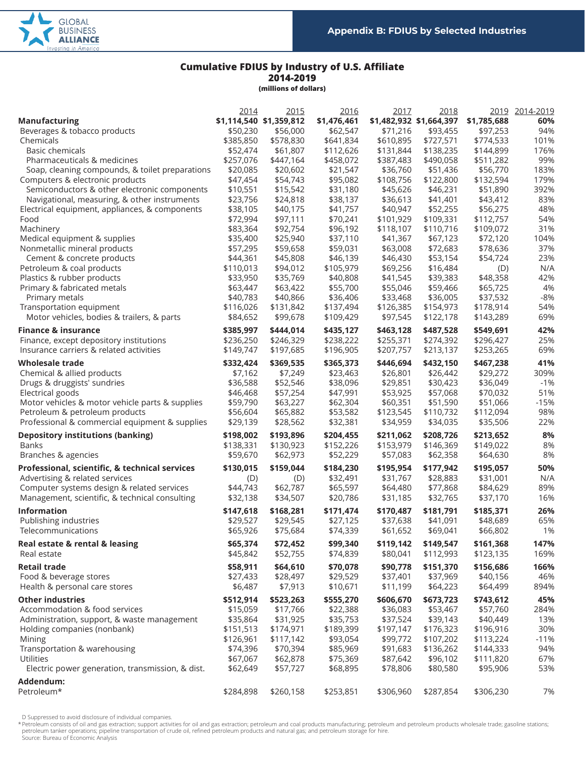## Appendix B: FDIUS by Selected Industries

### Cumulative FDIUS by Industry of U.S. Affiliate
**2014-2019**
**(millions of dollars)**

| | 2014 | 2015 | 2016 | 2017 | 2018 | 2019 | 2014-2019 |
|---|---|---|---|---|---|---|---|
| **Manufacturing** | **$1,114,540** | **$1,359,812** | **$1,476,461** | **$1,482,932** | **$1,664,397** | **$1,785,688** | **60%** |
| Beverages & tobacco products | $50,230 | $56,000 | $62,547 | $71,216 | $93,455 | $97,253 | 94% |
| Chemicals | $385,850 | $578,830 | $641,834 | $610,895 | $727,571 | $774,533 | 101% |
| Basic chemicals | $52,474 | $61,807 | $112,626 | $131,844 | $138,235 | $144,899 | 176% |
| Pharmaceuticals & medicines | $257,076 | $447,164 | $458,072 | $387,483 | $490,058 | $511,282 | 99% |
| Soap, cleaning compounds, & toilet preparations | $20,085 | $20,602 | $21,547 | $36,760 | $51,436 | $56,770 | 183% |
| Computers & electronic products | $47,454 | $54,743 | $95,082 | $108,756 | $122,800 | $132,594 | 179% |
| Semiconductors & other electronic components | $10,551 | $15,542 | $31,180 | $45,626 | $46,231 | $51,890 | 392% |
| Navigational, measuring, & other instruments | $23,756 | $24,818 | $38,137 | $36,613 | $41,401 | $43,412 | 83% |
| Electrical equipment, appliances, & components | $38,105 | $40,175 | $41,757 | $40,947 | $52,255 | $56,275 | 48% |
| Food | $72,994 | $97,111 | $70,241 | $101,929 | $109,331 | $112,757 | 54% |
| Machinery | $83,364 | $92,754 | $96,192 | $118,107 | $110,716 | $109,072 | 31% |
| Medical equipment & supplies | $35,400 | $25,940 | $37,110 | $41,367 | $67,123 | $72,120 | 104% |
| Nonmetallic mineral products | $57,295 | $59,658 | $59,031 | $63,008 | $72,683 | $78,636 | 37% |
| Cement & concrete products | $44,361 | $45,808 | $46,430 | $46,430 | $53,154 | $54,724 | 23% |
| Petroleum & coal products | $110,013 | $94,012 | $105,979 | $69,256 | $16,484 | (D) | N/A |
| Plastics & rubber products | $33,950 | $35,769 | $40,808 | $41,545 | $39,383 | $48,358 | 42% |
| Primary & fabricated metals | $63,447 | $63,422 | $55,700 | $55,046 | $59,466 | $65,725 | 4% |
| Primary metals | $40,783 | $40,866 | $36,406 | $33,468 | $36,005 | $37,532 | -8% |
| Transportation equipment | $116,026 | $131,842 | $137,494 | $126,385 | $154,973 | $178,914 | 54% |
| Motor vehicles, bodies & trailers, & parts | $84,652 | $99,678 | $109,429 | $97,545 | $122,178 | $143,289 | 69% |
| **Finance & insurance** | **$385,997** | **$444,014** | **$435,127** | **$463,128** | **$487,528** | **$549,691** | **42%** |
| Finance, except depository institutions | $236,250 | $246,329 | $238,222 | $255,371 | $274,392 | $296,427 | 25% |
| Insurance carriers & related activities | $149,747 | $197,685 | $196,905 | $207,757 | $213,137 | $253,265 | 69% |
| **Wholesale trade** | **$332,424** | **$369,535** | **$365,373** | **$446,694** | **$432,150** | **$467,238** | **41%** |
| Chemical & allied products | $7,162 | $7,249 | $23,463 | $26,801 | $26,442 | $29,272 | 309% |
| Drugs & druggists' sundries | $36,588 | $52,546 | $38,096 | $29,851 | $30,423 | $36,049 | -1% |
| Electrical goods | $46,468 | $57,254 | $47,991 | $53,925 | $57,068 | $70,032 | 51% |
| Motor vehicles & motor vehicle parts & supplies | $59,790 | $63,227 | $62,304 | $60,351 | $51,590 | $51,066 | -15% |
| Petroleum & petroleum products | $56,604 | $65,882 | $53,582 | $123,545 | $110,732 | $112,094 | 98% |
| Professional & commercial equipment & supplies | $29,139 | $28,562 | $32,381 | $34,959 | $34,035 | $35,506 | 22% |
| **Depository institutions (banking)** | **$198,002** | **$193,896** | **$204,455** | **$211,062** | **$208,726** | **$213,652** | **8%** |
| Banks | $138,331 | $130,923 | $152,226 | $153,979 | $146,369 | $149,022 | 8% |
| Branches & agencies | $59,670 | $62,973 | $52,229 | $57,083 | $62,358 | $64,630 | 8% |
| **Professional, scientific, & technical services** | **$130,015** | **$159,044** | **$184,230** | **$195,954** | **$177,942** | **$195,057** | **50%** |
| Advertising & related services | (D) | (D) | $32,491 | $31,767 | $28,883 | $31,001 | N/A |
| Computer systems design & related services | $44,743 | $62,787 | $65,597 | $64,480 | $77,868 | $84,629 | 89% |
| Management, scientific, & technical consulting | $32,138 | $34,507 | $20,786 | $31,185 | $32,765 | $37,170 | 16% |
| **Information** | **$147,618** | **$168,281** | **$171,474** | **$170,487** | **$181,791** | **$185,371** | **26%** |
| Publishing industries | $29,527 | $29,545 | $27,125 | $37,638 | $41,091 | $48,689 | 65% |
| Telecommunications | $65,926 | $75,684 | $74,339 | $61,652 | $69,041 | $66,802 | 1% |
| **Real estate & rental & leasing** | **$65,374** | **$72,452** | **$99,340** | **$119,142** | **$149,547** | **$161,368** | **147%** |
| Real estate | $45,842 | $52,755 | $74,839 | $80,041 | $112,993 | $123,135 | 169% |
| **Retail trade** | **$58,911** | **$64,610** | **$70,078** | **$90,778** | **$151,370** | **$156,686** | **166%** |
| Food & beverage stores | $27,433 | $28,497 | $29,529 | $37,401 | $37,969 | $40,156 | 46% |
| Health & personal care stores | $6,487 | $7,913 | $10,671 | $11,199 | $64,223 | $64,499 | 894% |
| **Other industries** | **$512,914** | **$523,263** | **$555,270** | **$606,670** | **$673,723** | **$743,612** | **45%** |
| Accommodation & food services | $15,059 | $17,766 | $22,388 | $36,083 | $53,467 | $57,760 | 284% |
| Administration, support, & waste management | $35,864 | $31,925 | $35,753 | $37,524 | $39,143 | $40,449 | 13% |
| Holding companies (nonbank) | $151,513 | $174,971 | $189,399 | $197,147 | $176,323 | $196,916 | 30% |
| Mining | $126,961 | $117,142 | $93,054 | $99,772 | $107,202 | $113,224 | -11% |
| Transportation & warehousing | $74,396 | $70,394 | $85,969 | $91,683 | $136,262 | $144,333 | 94% |
| Utilities | $67,067 | $62,878 | $75,369 | $87,642 | $96,102 | $111,820 | 67% |
| Electric power generation, transmission, & dist. | $62,649 | $57,727 | $68,895 | $78,806 | $80,580 | $95,906 | 53% |
| **Addendum:** | | | | | | | |
| Petroleum* | $284,898 | $260,158 | $253,851 | $306,960 | $287,854 | $306,230 | 7% |

D Suppressed to avoid disclosure of individual companies.
*Petroleum consists of oil and gas extraction; support activities for oil and gas extraction; petroleum and coal products manufacturing; petroleum and petroleum products wholesale trade; gasoline stations; petroleum tanker operations; pipeline transportation of crude oil, refined petroleum products and natural gas; and petroleum storage for hire.
Source: Bureau of Economic Analysis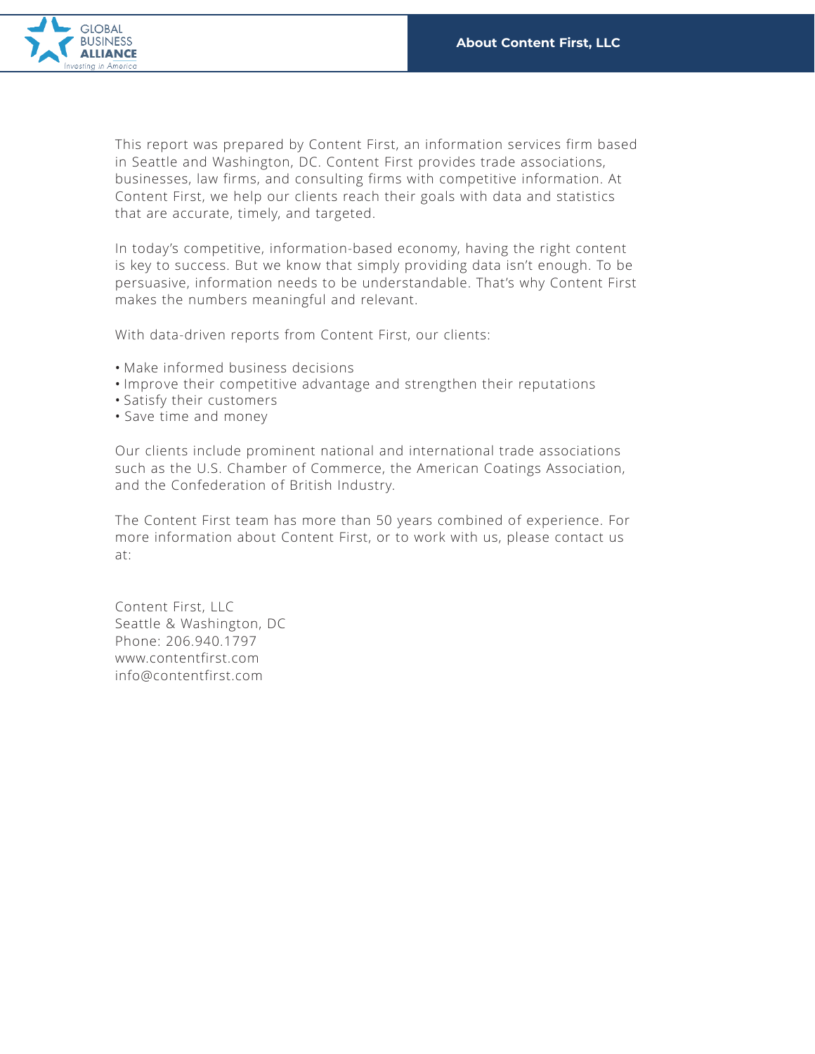# About Content First, LLC

This report was prepared by Content First, an information services firm based in Seattle and Washington, DC. Content First provides trade associations, businesses, law firms, and consulting firms with competitive information. At Content First, we help our clients reach their goals with data and statistics that are accurate, timely, and targeted.

In today's competitive, information-based economy, having the right content is key to success. But we know that simply providing data isn't enough. To be persuasive, information needs to be understandable. That's why Content First makes the numbers meaningful and relevant.

With data-driven reports from Content First, our clients:

- Make informed business decisions
- Improve their competitive advantage and strengthen their reputations
- Satisfy their customers
- Save time and money

Our clients include prominent national and international trade associations such as the U.S. Chamber of Commerce, the American Coatings Association, and the Confederation of British Industry.

The Content First team has more than 50 years combined of experience. For more information about Content First, or to work with us, please contact us at:

Content First, LLC
Seattle & Washington, DC
Phone: 206.940.1797
www.contentfirst.com
info@contentfirst.com